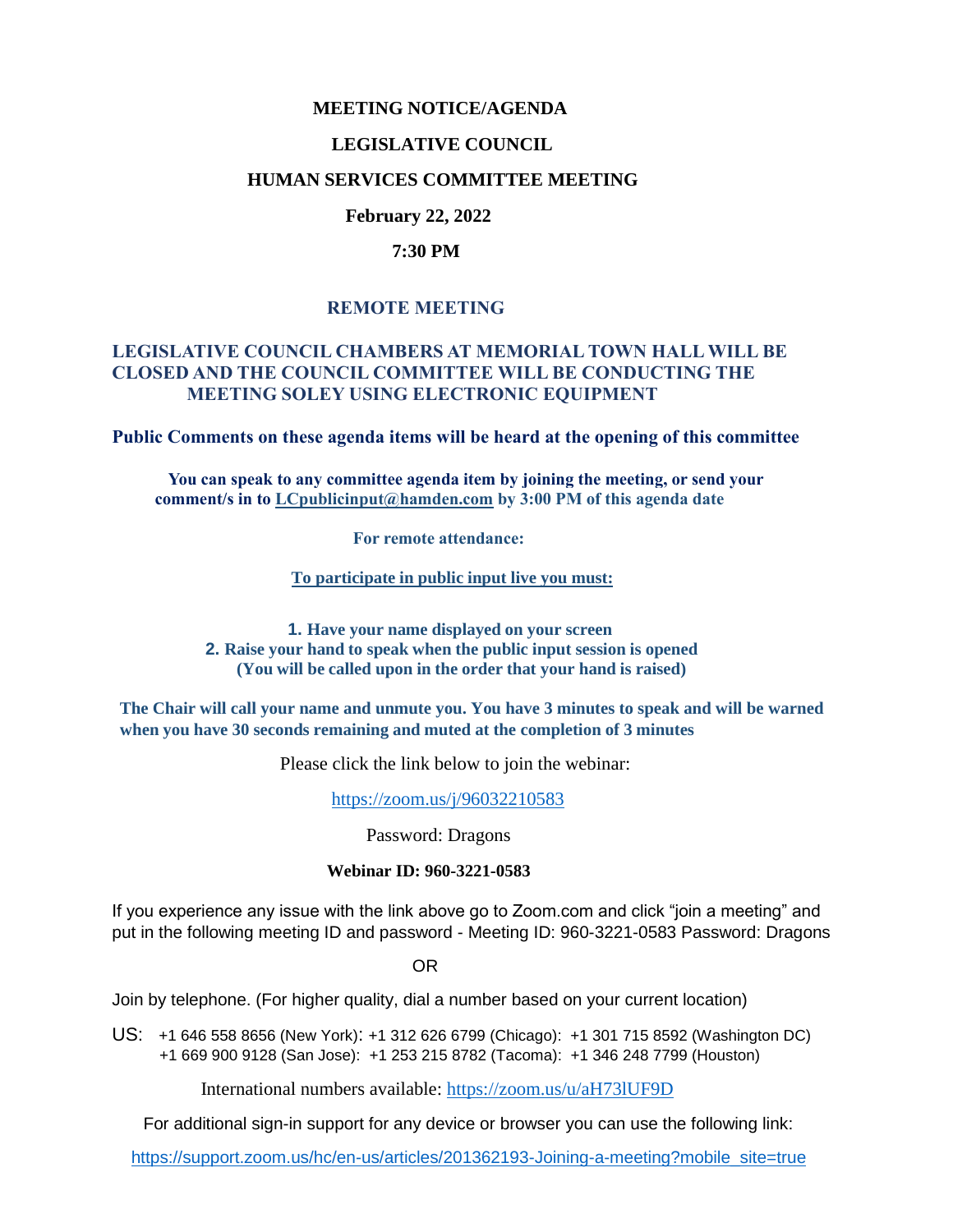# MEETING NOTICE/AGENDA

## LEGISLATIVE COUNCIL

## HUMAN SERVICES COMMITTEE MEETING

**February 22, 2022**

**7:30 PM**

### REMOTE MEETING

**LEGISLATIVE COUNCIL CHAMBERS AT MEMORIAL TOWN HALL WILL BE CLOSED AND THE COUNCIL COMMITTEE WILL BE CONDUCTING THE MEETING SOLEY USING ELECTRONIC EQUIPMENT**

**Public Comments on these agenda items will be heard at the opening of this committee**

**You can speak to any committee agenda item by joining the meeting, or send your comment/s in to LCpublicinput@hamden.com by 3:00 PM of this agenda date**

**For remote attendance:**

**To participate in public input live you must:**

1. **Have your name displayed on your screen**
2. **Raise your hand to speak when the public input session is opened (You will be called upon in the order that your hand is raised)**

**The Chair will call your name and unmute you. You have 3 minutes to speak and will be warned when you have 30 seconds remaining and muted at the completion of 3 minutes**

Please click the link below to join the webinar:

https://zoom.us/j/96032210583

Password: Dragons

**Webinar ID: 960-3221-0583**

If you experience any issue with the link above go to Zoom.com and click "join a meeting" and put in the following meeting ID and password - Meeting ID: 960-3221-0583 Password: Dragons

OR

Join by telephone. (For higher quality, dial a number based on your current location)

US: +1 646 558 8656 (New York): +1 312 626 6799 (Chicago): +1 301 715 8592 (Washington DC)
+1 669 900 9128 (San Jose): +1 253 215 8782 (Tacoma): +1 346 248 7799 (Houston)

International numbers available: https://zoom.us/u/aH73lUF9D

For additional sign-in support for any device or browser you can use the following link:

https://support.zoom.us/hc/en-us/articles/201362193-Joining-a-meeting?mobile_site=true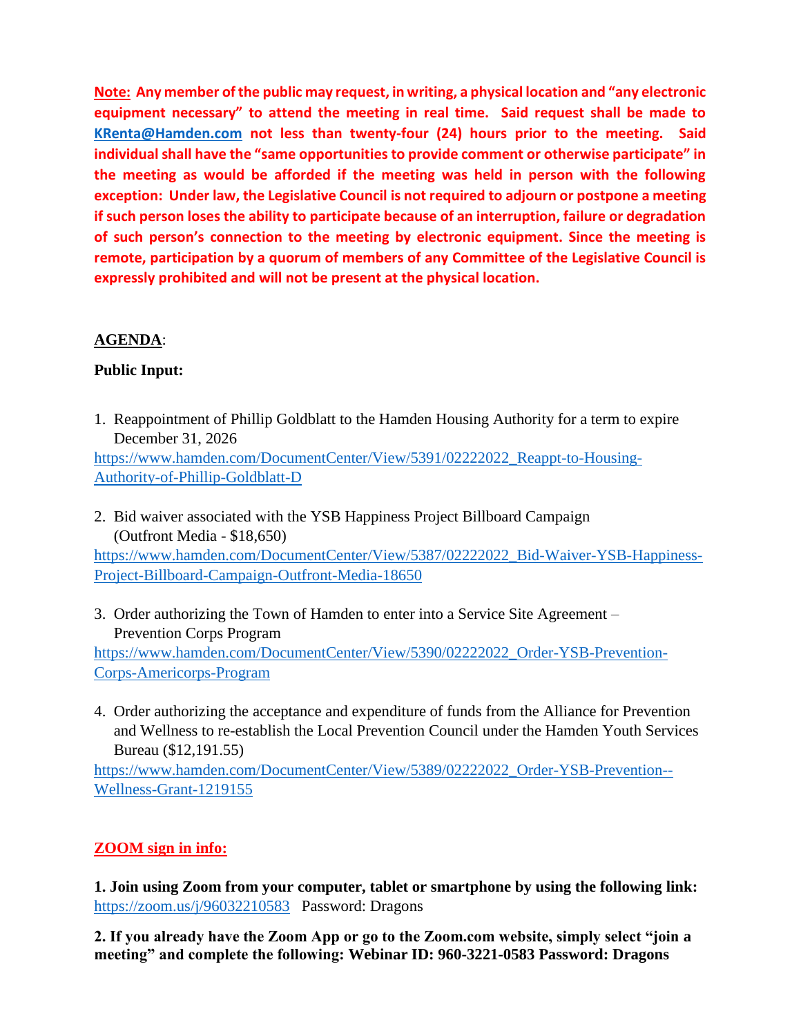**Note: Any member of the public may request, in writing, a physical location and "any electronic equipment necessary" to attend the meeting in real time. Said request shall be made to KRenta@Hamden.com not less than twenty-four (24) hours prior to the meeting. Said individual shall have the "same opportunities to provide comment or otherwise participate" in the meeting as would be afforded if the meeting was held in person with the following exception: Under law, the Legislative Council is not required to adjourn or postpone a meeting if such person loses the ability to participate because of an interruption, failure or degradation of such person's connection to the meeting by electronic equipment. Since the meeting is remote, participation by a quorum of members of any Committee of the Legislative Council is expressly prohibited and will not be present at the physical location.**

**AGENDA**:

**Public Input:**

1. Reappointment of Phillip Goldblatt to the Hamden Housing Authority for a term to expire December 31, 2026
https://www.hamden.com/DocumentCenter/View/5391/02222022_Reappt-to-Housing-Authority-of-Phillip-Goldblatt-D

2. Bid waiver associated with the YSB Happiness Project Billboard Campaign (Outfront Media - $18,650)
https://www.hamden.com/DocumentCenter/View/5387/02222022_Bid-Waiver-YSB-Happiness-Project-Billboard-Campaign-Outfront-Media-18650

3. Order authorizing the Town of Hamden to enter into a Service Site Agreement – Prevention Corps Program
https://www.hamden.com/DocumentCenter/View/5390/02222022_Order-YSB-Prevention-Corps-Americorps-Program

4. Order authorizing the acceptance and expenditure of funds from the Alliance for Prevention and Wellness to re-establish the Local Prevention Council under the Hamden Youth Services Bureau ($12,191.55)
https://www.hamden.com/DocumentCenter/View/5389/02222022_Order-YSB-Prevention--Wellness-Grant-1219155

**ZOOM sign in info:**

**1. Join using Zoom from your computer, tablet or smartphone by using the following link:** https://zoom.us/j/96032210583 Password: Dragons

**2. If you already have the Zoom App or go to the Zoom.com website, simply select "join a meeting" and complete the following: Webinar ID: 960-3221-0583 Password: Dragons**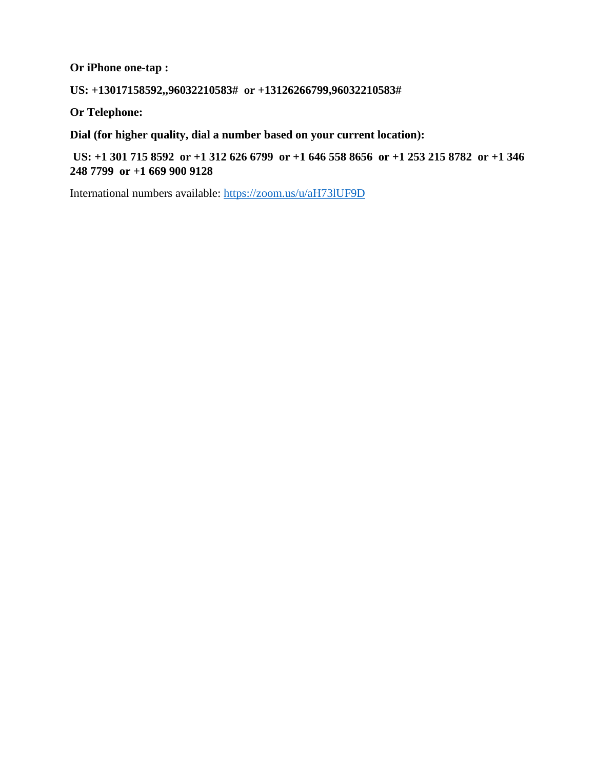**Or iPhone one-tap :**

**US: +13017158592,,96032210583#  or +13126266799,96032210583#**

**Or Telephone:**

**Dial (for higher quality, dial a number based on your current location):**

**US: +1 301 715 8592  or +1 312 626 6799  or +1 646 558 8656  or +1 253 215 8782  or +1 346 248 7799  or +1 669 900 9128**

International numbers available: https://zoom.us/u/aH73lUF9D